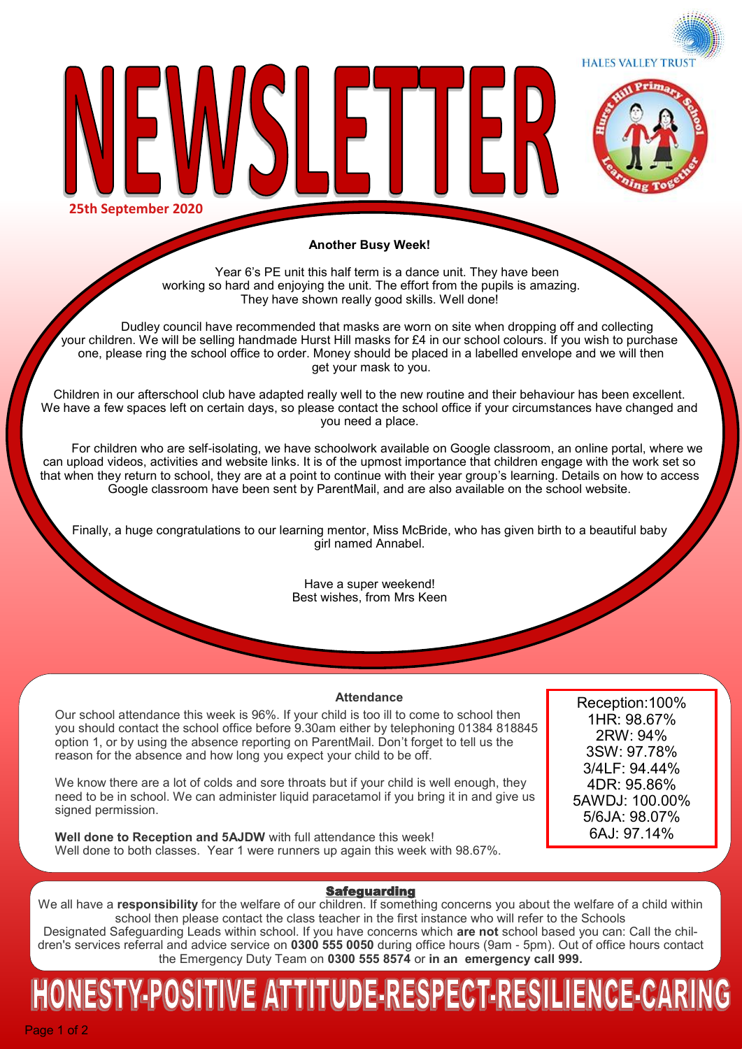HALES VALLEY TRUST

# NEWSLETTER

**25th September 2020**

## Another Busy Week!

Year 6's PE unit this half term is a dance unit. They have been working so hard and enjoying the unit. The effort from the pupils is amazing. They have shown really good skills. Well done!

Dudley council have recommended that masks are worn on site when dropping off and collecting your children. We will be selling handmade Hurst Hill masks for £4 in our school colours. If you wish to purchase one, please ring the school office to order. Money should be placed in a labelled envelope and we will then get your mask to you.

Children in our afterschool club have adapted really well to the new routine and their behaviour has been excellent. We have a few spaces left on certain days, so please contact the school office if your circumstances have changed and you need a place.

For children who are self-isolating, we have schoolwork available on Google classroom, an online portal, where we can upload videos, activities and website links. It is of the upmost importance that children engage with the work set so that when they return to school, they are at a point to continue with their year group's learning. Details on how to access Google classroom have been sent by ParentMail, and are also available on the school website.

Finally, a huge congratulations to our learning mentor, Miss McBride, who has given birth to a beautiful baby girl named Annabel.

Have a super weekend!
Best wishes, from Mrs Keen

## Attendance

Our school attendance this week is 96%. If your child is too ill to come to school then you should contact the school office before 9.30am either by telephoning 01384 818845 option 1, or by using the absence reporting on ParentMail. Don't forget to tell us the reason for the absence and how long you expect your child to be off.

We know there are a lot of colds and sore throats but if your child is well enough, they need to be in school. We can administer liquid paracetamol if you bring it in and give us signed permission.

**Well done to Reception and 5AJDW** with full attendance this week!
Well done to both classes. Year 1 were runners up again this week with 98.67%.

Reception:100%
1HR: 98.67%
2RW: 94%
3SW: 97.78%
3/4LF: 94.44%
4DR: 95.86%
5AWDJ: 100.00%
5/6JA: 98.07%
6AJ: 97.14%

## Safeguarding

We all have a **responsibility** for the welfare of our children. If something concerns you about the welfare of a child within school then please contact the class teacher in the first instance who will refer to the Schools Designated Safeguarding Leads within school. If you have concerns which **are not** school based you can: Call the children's services referral and advice service on **0300 555 0050** during office hours (9am - 5pm). Out of office hours contact the Emergency Duty Team on **0300 555 8574** or **in an emergency call 999.**

**HONESTY-POSITIVE ATTITUDE-RESPECT-RESILIENCE-CARING**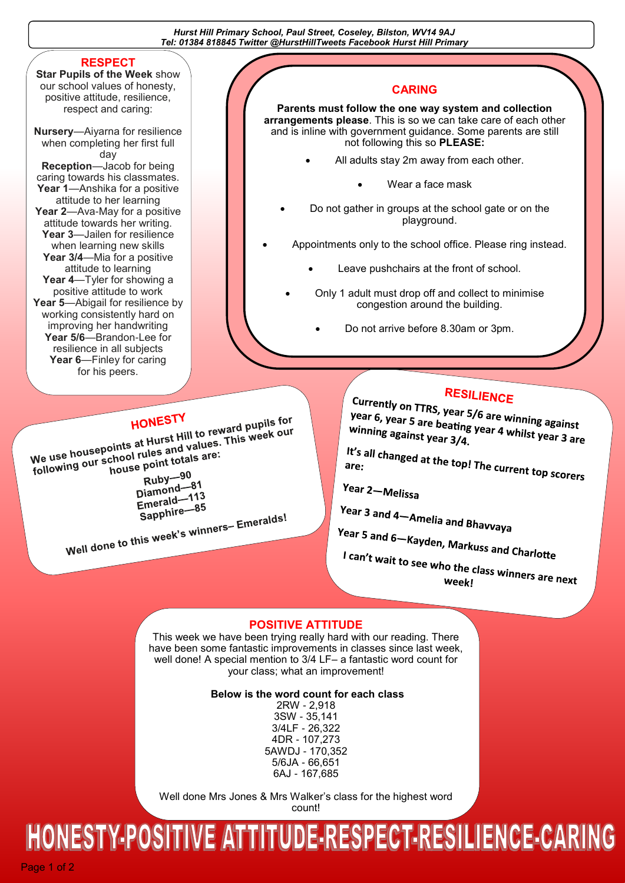## RESPECT

**Star Pupils of the Week** show our school values of honesty, positive attitude, resilience, respect and caring:

**Nursery**—Aiyarna for resilience when completing her first full day
**Reception**—Jacob for being caring towards his classmates.
**Year 1**—Anshika for a positive attitude to her learning
**Year 2**—Ava-May for a positive attitude towards her writing.
**Year 3**—Jailen for resilience when learning new skills
**Year 3/4**—Mia for a positive attitude to learning
**Year 4**—Tyler for showing a positive attitude to work
**Year 5**—Abigail for resilience by working consistently hard on improving her handwriting
**Year 5/6**—Brandon-Lee for resilience in all subjects
**Year 6**—Finley for caring for his peers.

## CARING

**Parents must follow the one way system and collection arrangements please**. This is so we can take care of each other and is inline with government guidance. Some parents are still not following this so **PLEASE:**

- All adults stay 2m away from each other.
- Wear a face mask
- Do not gather in groups at the school gate or on the playground.
- Appointments only to the school office. Please ring instead.
- Leave pushchairs at the front of school.
- Only 1 adult must drop off and collect to minimise congestion around the building.
- Do not arrive before 8.30am or 3pm.

## HONESTY

We use housepoints at Hurst Hill to reward pupils for following our school rules and values. This week our house point totals are:

Ruby—90
Diamond—81
Emerald—113
Sapphire—85

Well done to this week's winners– Emeralds!

## RESILIENCE

Currently on TTRS, year 5/6 are winning against year 6, year 5 are beating year 4 whilst year 3 are winning against year 3/4.

It's all changed at the top! The current top scorers are:

Year 2—Melissa

Year 3 and 4—Amelia and Bhavvaya

Year 5 and 6—Kayden, Markuss and Charlotte

I can't wait to see who the class winners are next week!

## POSITIVE ATTITUDE

This week we have been trying really hard with our reading. There have been some fantastic improvements in classes since last week, well done! A special mention to 3/4 LF– a fantastic word count for your class; what an improvement!

**Below is the word count for each class**

2RW - 2,918
3SW - 35,141
3/4LF - 26,322
4DR - 107,273
5AWDJ - 170,352
5/6JA - 66,651
6AJ - 167,685

Well done Mrs Jones & Mrs Walker's class for the highest word count!

# HONESTY-POSITIVE ATTITUDE-RESPECT-RESILIENCE-CARING